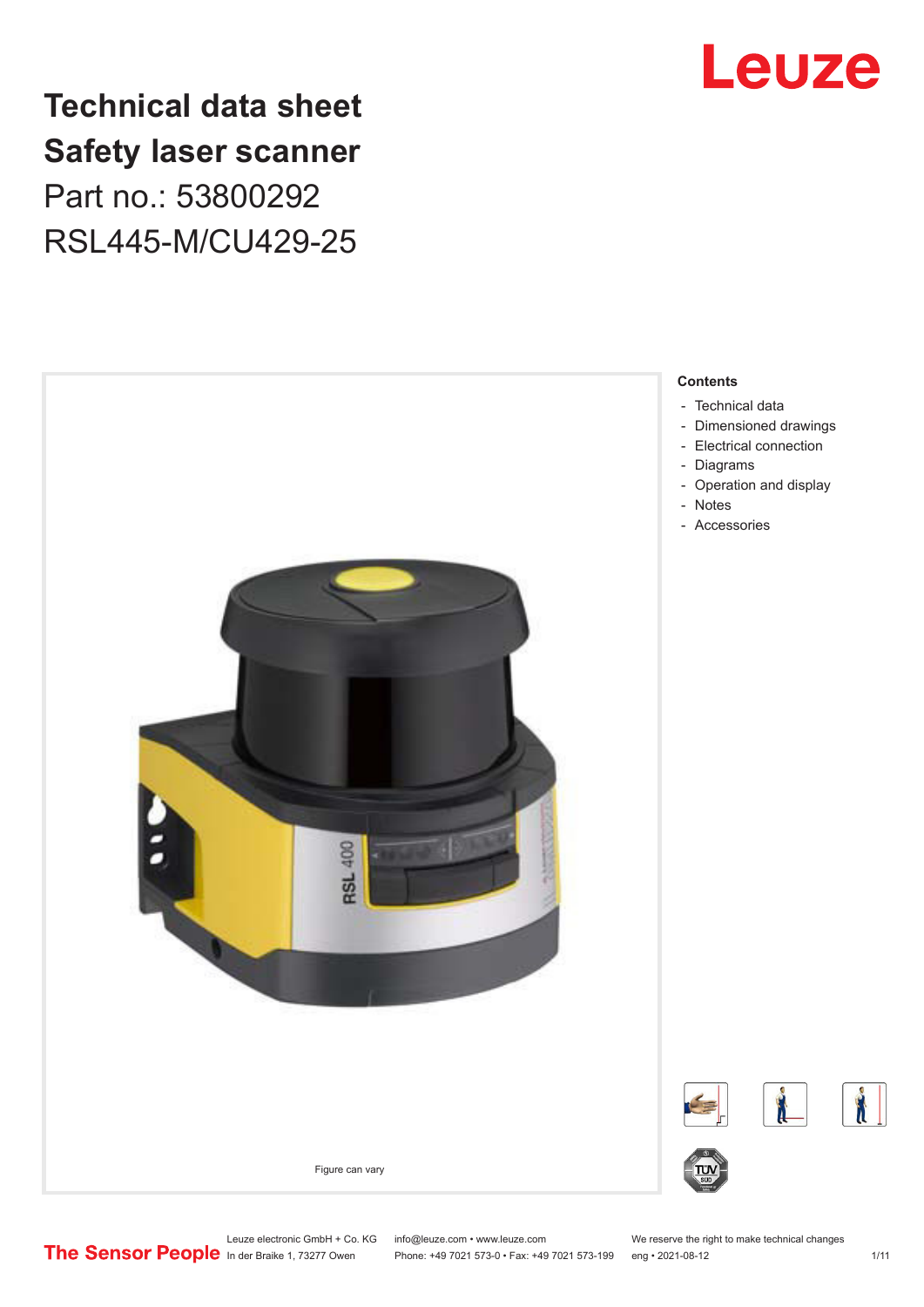# Technical data sheet
# Safety laser scanner
## Part no.: 53800292
## RSL445-M/CU429-25

Figure can vary

**Contents**

- Technical data
- Dimensioned drawings
- Electrical connection
- Diagrams
- Operation and display
- Notes
- Accessories

Leuze electronic GmbH + Co. KG
In der Braike 1, 73277 Owen

info@leuze.com • www.leuze.com
Phone: +49 7021 573-0 • Fax: +49 7021 573-199

We reserve the right to make technical changes
eng • 2021-08-12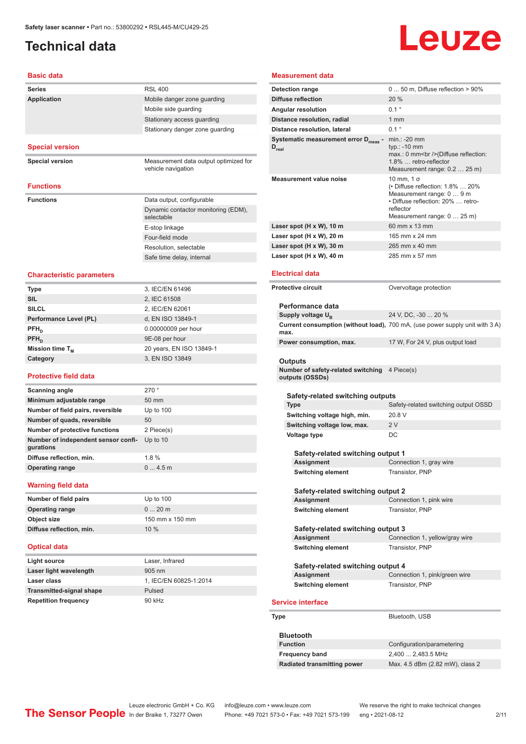# Technical data

## Basic data

| | |
|---|---|
| **Series** | RSL 400 |
| **Application** | Mobile danger zone guarding |
| | Mobile side guarding |
| | Stationary access guarding |
| | Stationary danger zone guarding |

## Special version

| | |
|---|---|
| **Special version** | Measurement data output optimized for vehicle navigation |

## Functions

| | |
|---|---|
| **Functions** | Data output, configurable |
| | Dynamic contactor monitoring (EDM), selectable |
| | E-stop linkage |
| | Four-field mode |
| | Resolution, selectable |
| | Safe time delay, internal |

## Characteristic parameters

| | |
|---|---|
| **Type** | 3, IEC/EN 61496 |
| **SIL** | 2, IEC 61508 |
| **SILCL** | 2, IEC/EN 62061 |
| **Performance Level (PL)** | d, EN ISO 13849-1 |
| **$PFH_D$** | 0.00000009 per hour |
| **$PFH_D$** | 9E-08 per hour |
| **Mission time $T_M$** | 20 years, EN ISO 13849-1 |
| **Category** | 3, EN ISO 13849 |

## Protective field data

| | |
|---|---|
| **Scanning angle** | 270 ° |
| **Minimum adjustable range** | 50 mm |
| **Number of field pairs, reversible** | Up to 100 |
| **Number of quads, reversible** | 50 |
| **Number of protective functions** | 2 Piece(s) |
| **Number of independent sensor configurations** | Up to 10 |
| **Diffuse reflection, min.** | 1.8 % |
| **Operating range** | 0 ... 4.5 m |

## Warning field data

| | |
|---|---|
| **Number of field pairs** | Up to 100 |
| **Operating range** | 0 ... 20 m |
| **Object size** | 150 mm x 150 mm |
| **Diffuse reflection, min.** | 10 % |

## Optical data

| | |
|---|---|
| **Light source** | Laser, Infrared |
| **Laser light wavelength** | 905 nm |
| **Laser class** | 1, IEC/EN 60825-1:2014 |
| **Transmitted-signal shape** | Pulsed |
| **Repetition frequency** | 90 kHz |

## Measurement data

| | |
|---|---|
| **Detection range** | 0 ... 50 m, Diffuse reflection > 90% |
| **Diffuse reflection** | 20 % |
| **Angular resolution** | 0.1 ° |
| **Distance resolution, radial** | 1 mm |
| **Distance resolution, lateral** | 0.1 ° |
| **Systematic measurement error $D_{meas}$ - $D_{real}$** | min.: -20 mm<br>typ.: -10 mm<br>max.: 0 mm<br />(Diffuse reflection: 1.8% … retro-reflector<br>Measurement range: 0.2 … 25 m) |
| **Measurement value noise** | 10 mm, 1 σ<br>(• Diffuse reflection: 1.8% … 20%<br>Measurement range: 0 … 9 m<br>• Diffuse reflection: 20% … retro-reflector<br>Measurement range: 0 … 25 m) |
| **Laser spot (H x W), 10 m** | 60 mm x 13 mm |
| **Laser spot (H x W), 20 m** | 165 mm x 24 mm |
| **Laser spot (H x W), 30 m** | 265 mm x 40 mm |
| **Laser spot (H x W), 40 m** | 285 mm x 57 mm |

## Electrical data

| | |
|---|---|
| **Protective circuit** | Overvoltage protection |

### Performance data

| | |
|---|---|
| **Supply voltage $U_B$** | 24 V, DC, -30 ... 20 % |
| **Current consumption (without load), max.** | 700 mA, (use power supply unit with 3 A) |
| **Power consumption, max.** | 17 W, For 24 V, plus output load |

### Outputs

| | |
|---|---|
| **Number of safety-related switching outputs (OSSDs)** | 4 Piece(s) |

#### Safety-related switching outputs

| | |
|---|---|
| **Type** | Safety-related switching output OSSD |
| **Switching voltage high, min.** | 20.8 V |
| **Switching voltage low, max.** | 2 V |
| **Voltage type** | DC |

##### Safety-related switching output 1

| | |
|---|---|
| **Assignment** | Connection 1, gray wire |
| **Switching element** | Transistor, PNP |

##### Safety-related switching output 2

| | |
|---|---|
| **Assignment** | Connection 1, pink wire |
| **Switching element** | Transistor, PNP |

##### Safety-related switching output 3

| | |
|---|---|
| **Assignment** | Connection 1, yellow/gray wire |
| **Switching element** | Transistor, PNP |

##### Safety-related switching output 4

| | |
|---|---|
| **Assignment** | Connection 1, pink/green wire |
| **Switching element** | Transistor, PNP |

## Service interface

| | |
|---|---|
| **Type** | Bluetooth, USB |

### Bluetooth

| | |
|---|---|
| **Function** | Configuration/parametering |
| **Frequency band** | 2,400 ... 2,483.5 MHz |
| **Radiated transmitting power** | Max. 4.5 dBm (2.82 mW), class 2 |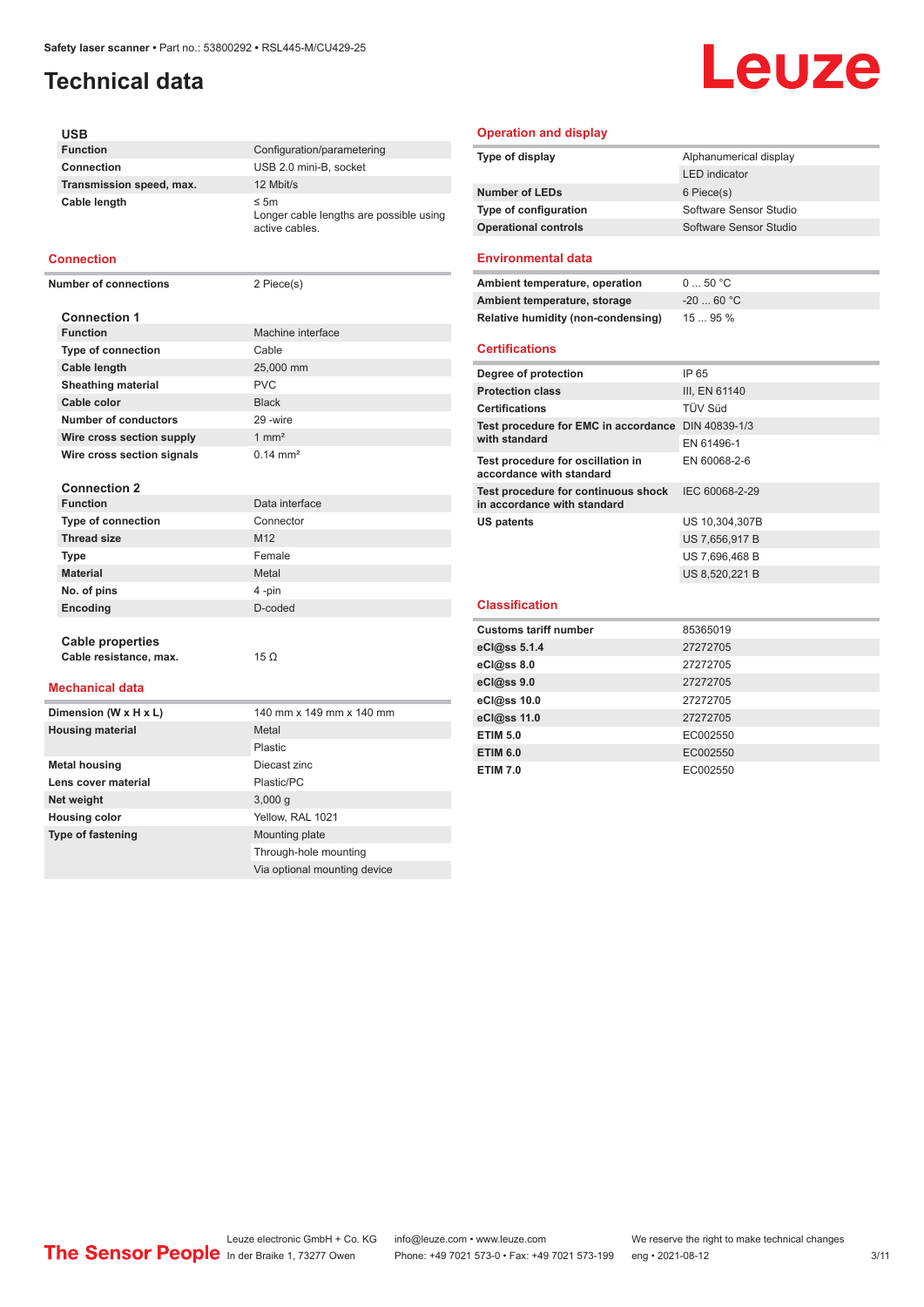# Technical data

### USB

| | |
|---|---|
| **Function** | Configuration/parametering |
| **Connection** | USB 2.0 mini-B, socket |
| **Transmission speed, max.** | 12 Mbit/s |
| **Cable length** | ≤ 5m<br>Longer cable lengths are possible using active cables. |

## Connection

| | |
|---|---|
| **Number of connections** | 2 Piece(s) |

### Connection 1

| | |
|---|---|
| **Function** | Machine interface |
| **Type of connection** | Cable |
| **Cable length** | 25,000 mm |
| **Sheathing material** | PVC |
| **Cable color** | Black |
| **Number of conductors** | 29 -wire |
| **Wire cross section supply** | 1 mm² |
| **Wire cross section signals** | 0.14 mm² |

### Connection 2

| | |
|---|---|
| **Function** | Data interface |
| **Type of connection** | Connector |
| **Thread size** | M12 |
| **Type** | Female |
| **Material** | Metal |
| **No. of pins** | 4 -pin |
| **Encoding** | D-coded |

### Cable properties

| | |
|---|---|
| **Cable resistance, max.** | 15 Ω |

## Mechanical data

| | |
|---|---|
| **Dimension (W x H x L)** | 140 mm x 149 mm x 140 mm |
| **Housing material** | Metal<br>Plastic |
| **Metal housing** | Diecast zinc |
| **Lens cover material** | Plastic/PC |
| **Net weight** | 3,000 g |
| **Housing color** | Yellow, RAL 1021 |
| **Type of fastening** | Mounting plate<br>Through-hole mounting<br>Via optional mounting device |

## Operation and display

| | |
|---|---|
| **Type of display** | Alphanumerical display<br>LED indicator |
| **Number of LEDs** | 6 Piece(s) |
| **Type of configuration** | Software Sensor Studio |
| **Operational controls** | Software Sensor Studio |

## Environmental data

| | |
|---|---|
| **Ambient temperature, operation** | 0 ... 50 °C |
| **Ambient temperature, storage** | -20 ... 60 °C |
| **Relative humidity (non-condensing)** | 15 ... 95 % |

## Certifications

| | |
|---|---|
| **Degree of protection** | IP 65 |
| **Protection class** | III, EN 61140 |
| **Certifications** | TÜV Süd |
| **Test procedure for EMC in accordance with standard** | DIN 40839-1/3<br>EN 61496-1 |
| **Test procedure for oscillation in accordance with standard** | EN 60068-2-6 |
| **Test procedure for continuous shock in accordance with standard** | IEC 60068-2-29 |
| **US patents** | US 10,304,307B<br>US 7,656,917 B<br>US 7,696,468 B<br>US 8,520,221 B |

## Classification

| | |
|---|---|
| **Customs tariff number** | 85365019 |
| **eCl@ss 5.1.4** | 27272705 |
| **eCl@ss 8.0** | 27272705 |
| **eCl@ss 9.0** | 27272705 |
| **eCl@ss 10.0** | 27272705 |
| **eCl@ss 11.0** | 27272705 |
| **ETIM 5.0** | EC002550 |
| **ETIM 6.0** | EC002550 |
| **ETIM 7.0** | EC002550 |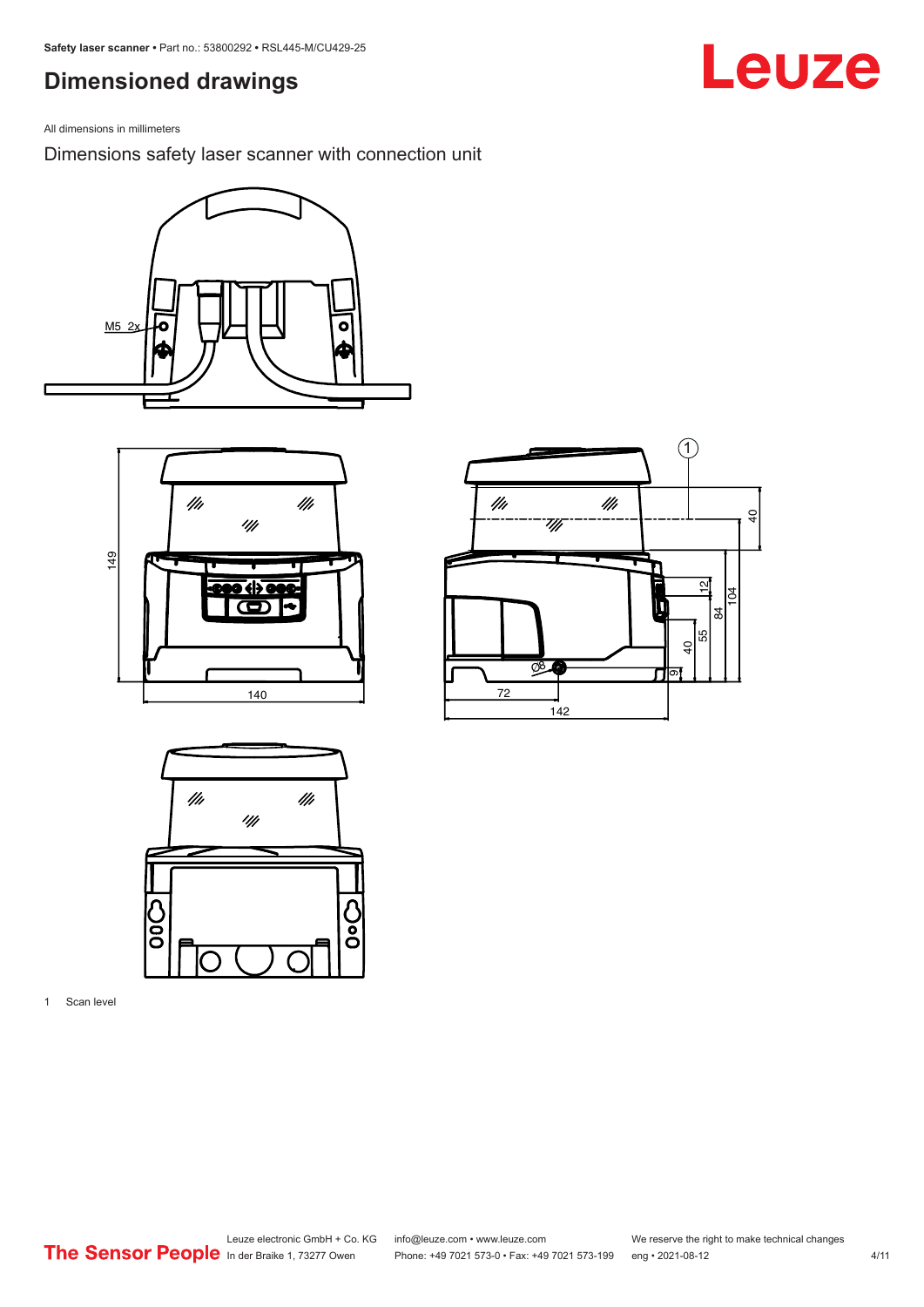## Dimensioned drawings

All dimensions in millimeters

Dimensions safety laser scanner with connection unit

M5 2x

149

140

1

40

12

104

84

55

40

9

Ø8

72

142

1 Scan level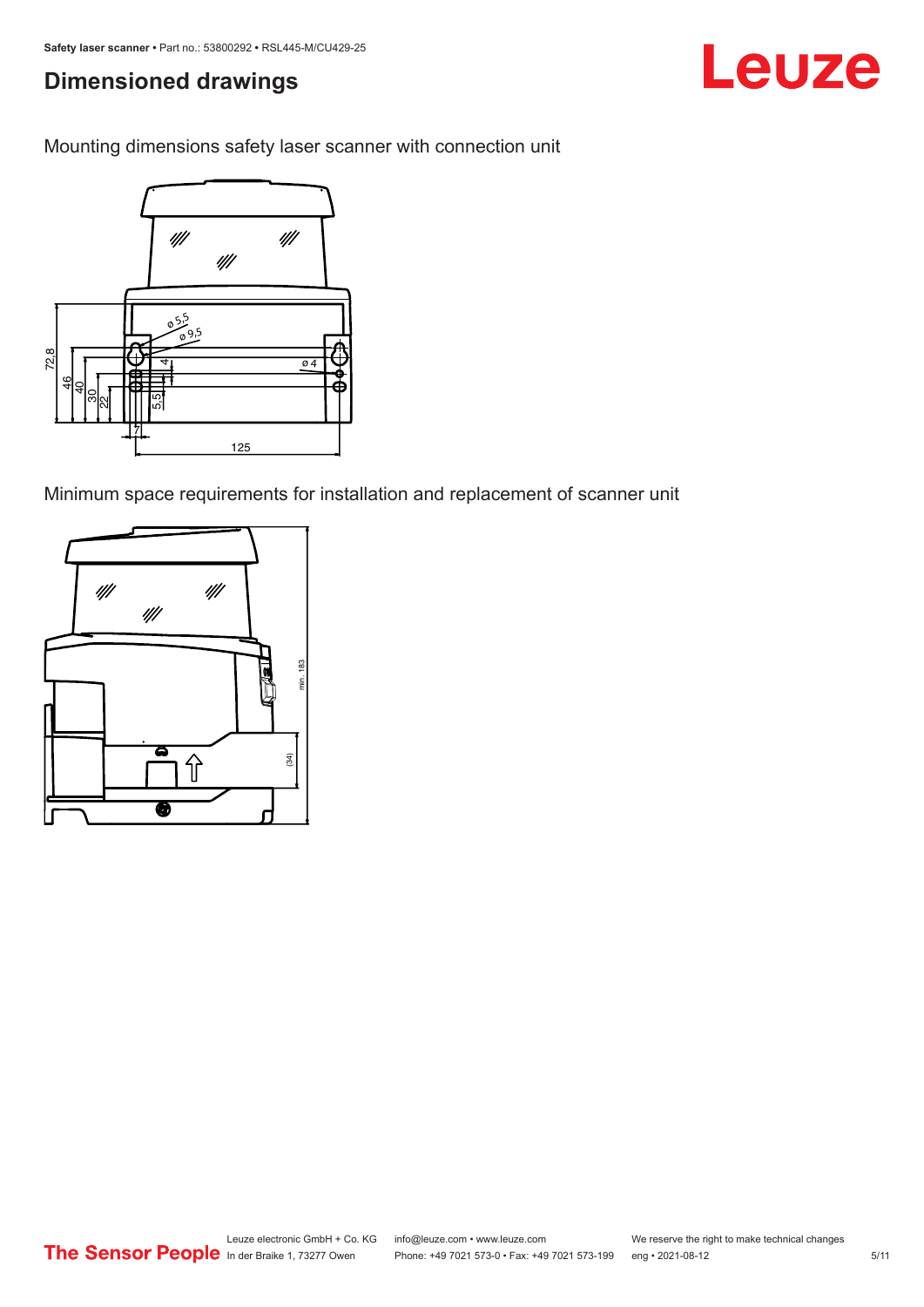## Dimensioned drawings

Mounting dimensions safety laser scanner with connection unit

ø 5,5
ø 9,5
ø 4
72,8
46
40
30
22
4
5,5
7
125

Minimum space requirements for installation and replacement of scanner unit

min. 183
(34)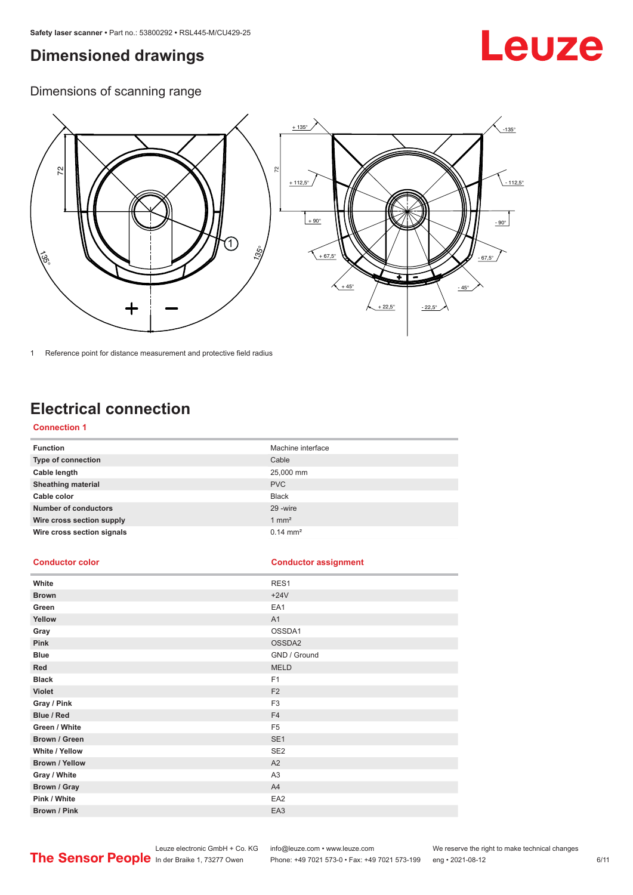# Dimensioned drawings

## Dimensions of scanning range

72
135°
135°
1
+ −

+ 135°
-135°
72
+ 112,5°
- 112,5°
+ 90°
- 90°
+ 67,5°
- 67,5°
+ 45°
- 45°
+ 22,5°
- 22,5°

1 Reference point for distance measurement and protective field radius

# Electrical connection

## Connection 1

| | |
|---|---|
| **Function** | Machine interface |
| **Type of connection** | Cable |
| **Cable length** | 25,000 mm |
| **Sheathing material** | PVC |
| **Cable color** | Black |
| **Number of conductors** | 29 -wire |
| **Wire cross section supply** | 1 mm² |
| **Wire cross section signals** | 0.14 mm² |

| Conductor color | Conductor assignment |
|---|---|
| **White** | RES1 |
| **Brown** | +24V |
| **Green** | EA1 |
| **Yellow** | A1 |
| **Gray** | OSSDA1 |
| **Pink** | OSSDA2 |
| **Blue** | GND / Ground |
| **Red** | MELD |
| **Black** | F1 |
| **Violet** | F2 |
| **Gray / Pink** | F3 |
| **Blue / Red** | F4 |
| **Green / White** | F5 |
| **Brown / Green** | SE1 |
| **White / Yellow** | SE2 |
| **Brown / Yellow** | A2 |
| **Gray / White** | A3 |
| **Brown / Gray** | A4 |
| **Pink / White** | EA2 |
| **Brown / Pink** | EA3 |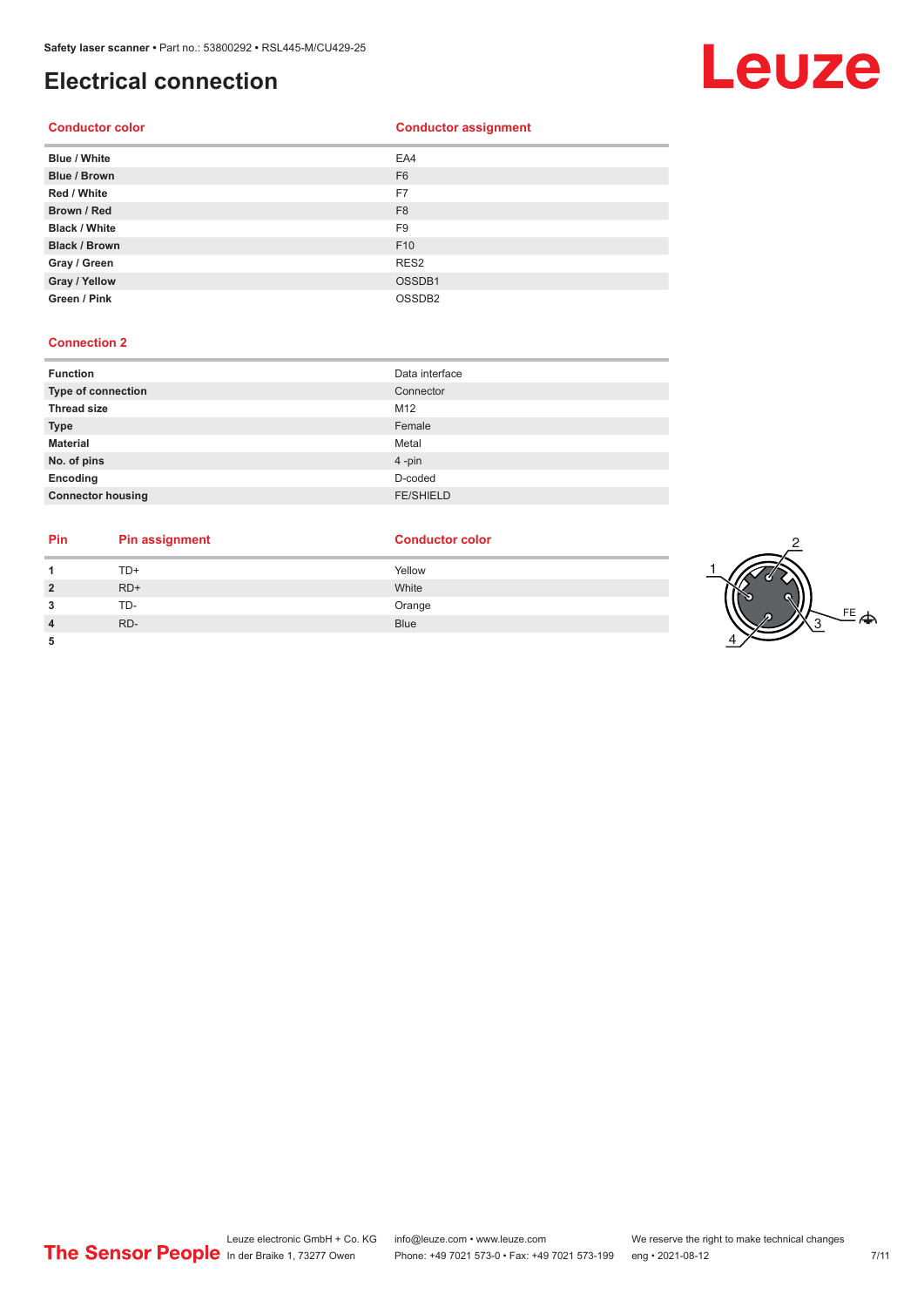# Electrical connection

| Conductor color | Conductor assignment |
|---|---|
| **Blue / White** | EA4 |
| **Blue / Brown** | F6 |
| **Red / White** | F7 |
| **Brown / Red** | F8 |
| **Black / White** | F9 |
| **Black / Brown** | F10 |
| **Gray / Green** | RES2 |
| **Gray / Yellow** | OSSDB1 |
| **Green / Pink** | OSSDB2 |

## Connection 2

| | |
|---|---|
| **Function** | Data interface |
| **Type of connection** | Connector |
| **Thread size** | M12 |
| **Type** | Female |
| **Material** | Metal |
| **No. of pins** | 4 -pin |
| **Encoding** | D-coded |
| **Connector housing** | FE/SHIELD |

| Pin | Pin assignment | Conductor color |
|---|---|---|
| **1** | TD+ | Yellow |
| **2** | RD+ | White |
| **3** | TD- | Orange |
| **4** | RD- | Blue |
| **5** | | |

1
2
3
4
FE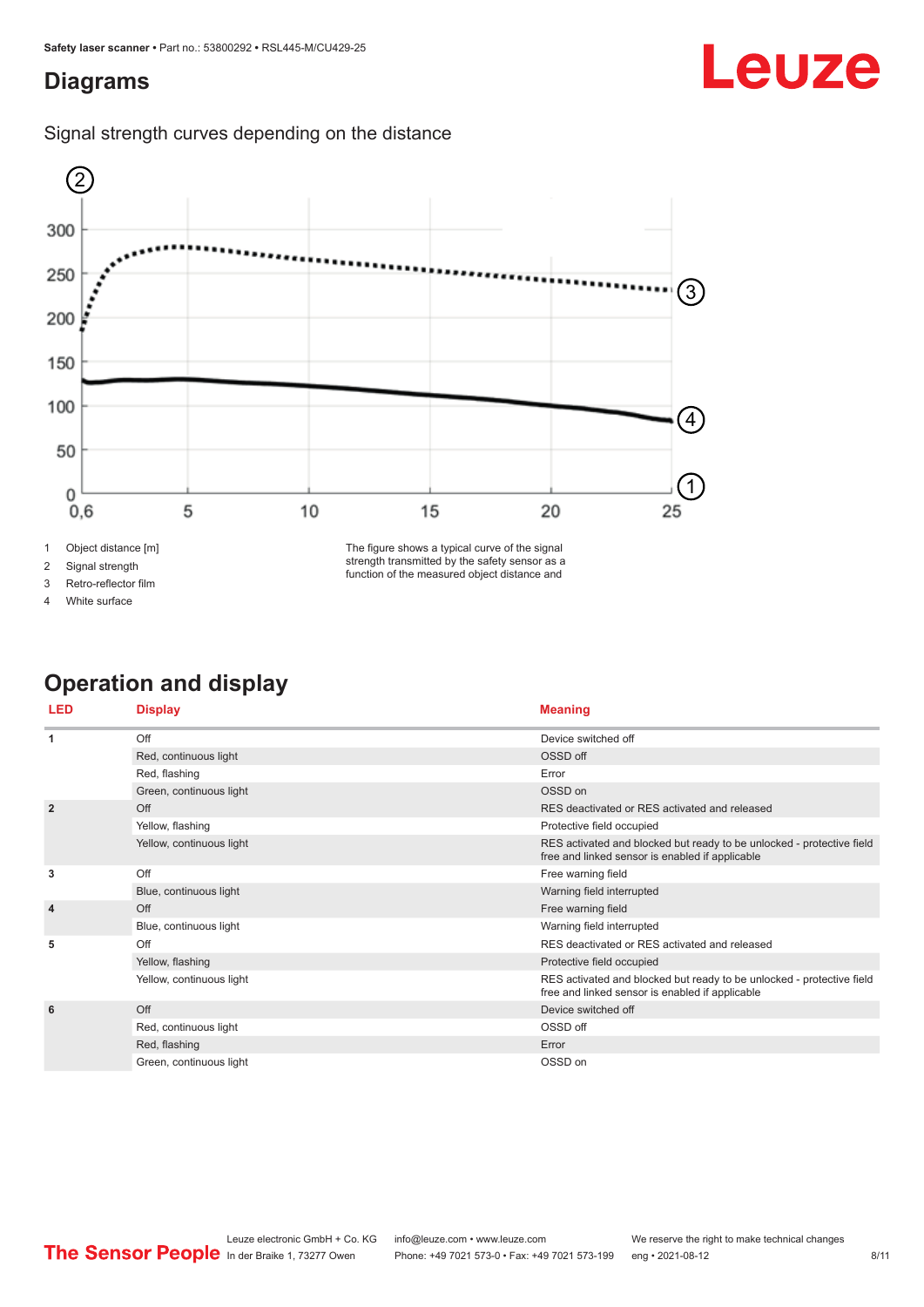## Diagrams

Signal strength curves depending on the distance

2

300

250

200

150

100

50

0

0,6

5

10

15

20

25

3

4

1

1 Object distance [m]

2 Signal strength

3 Retro-reflector film

4 White surface

The figure shows a typical curve of the signal strength transmitted by the safety sensor as a function of the measured object distance and

## Operation and display

| LED | Display | Meaning |
|---|---|---|
| 1 | Off | Device switched off |
| | Red, continuous light | OSSD off |
| | Red, flashing | Error |
| | Green, continuous light | OSSD on |
| 2 | Off | RES deactivated or RES activated and released |
| | Yellow, flashing | Protective field occupied |
| | Yellow, continuous light | RES activated and blocked but ready to be unlocked - protective field free and linked sensor is enabled if applicable |
| 3 | Off | Free warning field |
| | Blue, continuous light | Warning field interrupted |
| 4 | Off | Free warning field |
| | Blue, continuous light | Warning field interrupted |
| 5 | Off | RES deactivated or RES activated and released |
| | Yellow, flashing | Protective field occupied |
| | Yellow, continuous light | RES activated and blocked but ready to be unlocked - protective field free and linked sensor is enabled if applicable |
| 6 | Off | Device switched off |
| | Red, continuous light | OSSD off |
| | Red, flashing | Error |
| | Green, continuous light | OSSD on |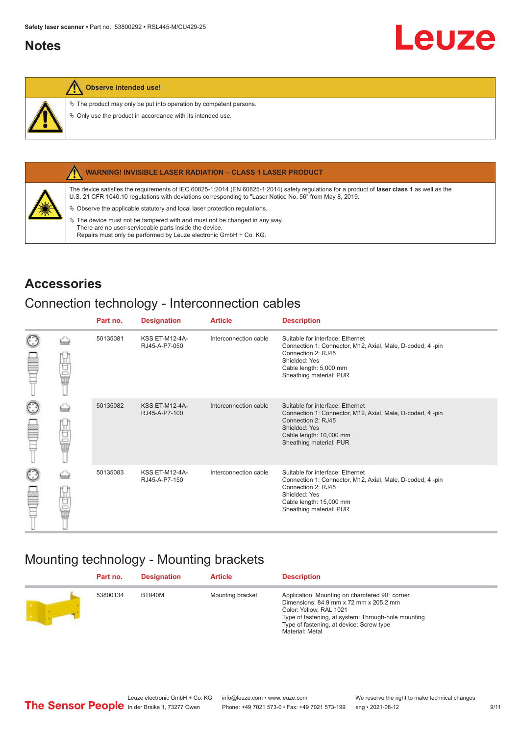## Notes

| Observe intended use! |
|---|
| ↳ The product may only be put into operation by competent persons.<br>↳ Only use the product in accordance with its intended use. |

| WARNING! INVISIBLE LASER RADIATION – CLASS 1 LASER PRODUCT |
|---|
| The device satisfies the requirements of IEC 60825-1:2014 (EN 60825-1:2014) safety regulations for a product of **laser class 1** as well as the U.S. 21 CFR 1040.10 regulations with deviations corresponding to "Laser Notice No. 56" from May 8, 2019.<br>↳ Observe the applicable statutory and local laser protection regulations.<br>↳ The device must not be tampered with and must not be changed in any way. There are no user-serviceable parts inside the device. Repairs must only be performed by Leuze electronic GmbH + Co. KG. |

## Accessories

### Connection technology - Interconnection cables

| Part no. | Designation | Article | Description |
|---|---|---|---|
| 50135081 | KSS ET-M12-4A-RJ45-A-P7-050 | Interconnection cable | Suitable for interface: Ethernet<br>Connection 1: Connector, M12, Axial, Male, D-coded, 4 -pin<br>Connection 2: RJ45<br>Shielded: Yes<br>Cable length: 5,000 mm<br>Sheathing material: PUR |
| 50135082 | KSS ET-M12-4A-RJ45-A-P7-100 | Interconnection cable | Suitable for interface: Ethernet<br>Connection 1: Connector, M12, Axial, Male, D-coded, 4 -pin<br>Connection 2: RJ45<br>Shielded: Yes<br>Cable length: 10,000 mm<br>Sheathing material: PUR |
| 50135083 | KSS ET-M12-4A-RJ45-A-P7-150 | Interconnection cable | Suitable for interface: Ethernet<br>Connection 1: Connector, M12, Axial, Male, D-coded, 4 -pin<br>Connection 2: RJ45<br>Shielded: Yes<br>Cable length: 15,000 mm<br>Sheathing material: PUR |

### Mounting technology - Mounting brackets

| Part no. | Designation | Article | Description |
|---|---|---|---|
| 53800134 | BT840M | Mounting bracket | Application: Mounting on chamfered 90° corner<br>Dimensions: 84.9 mm x 72 mm x 205.2 mm<br>Color: Yellow, RAL 1021<br>Type of fastening, at system: Through-hole mounting<br>Type of fastening, at device: Screw type<br>Material: Metal |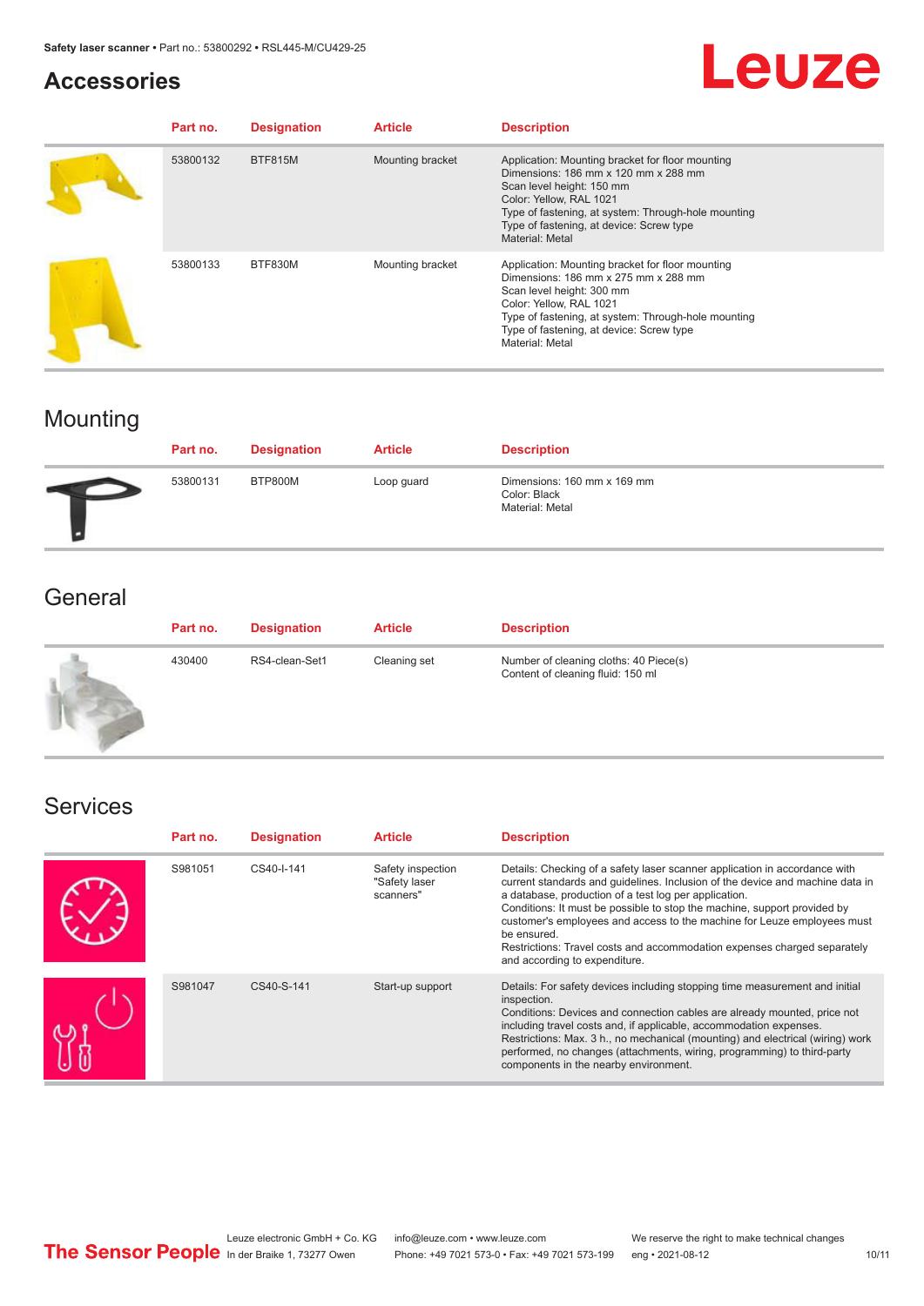## Accessories

| Part no. | Designation | Article | Description |
|---|---|---|---|
| 53800132 | BTF815M | Mounting bracket | Application: Mounting bracket for floor mounting<br>Dimensions: 186 mm x 120 mm x 288 mm<br>Scan level height: 150 mm<br>Color: Yellow, RAL 1021<br>Type of fastening, at system: Through-hole mounting<br>Type of fastening, at device: Screw type<br>Material: Metal |
| 53800133 | BTF830M | Mounting bracket | Application: Mounting bracket for floor mounting<br>Dimensions: 186 mm x 275 mm x 288 mm<br>Scan level height: 300 mm<br>Color: Yellow, RAL 1021<br>Type of fastening, at system: Through-hole mounting<br>Type of fastening, at device: Screw type<br>Material: Metal |

## Mounting

| Part no. | Designation | Article | Description |
|---|---|---|---|
| 53800131 | BTP800M | Loop guard | Dimensions: 160 mm x 169 mm<br>Color: Black<br>Material: Metal |

## General

| Part no. | Designation | Article | Description |
|---|---|---|---|
| 430400 | RS4-clean-Set1 | Cleaning set | Number of cleaning cloths: 40 Piece(s)<br>Content of cleaning fluid: 150 ml |

## Services

| Part no. | Designation | Article | Description |
|---|---|---|---|
| S981051 | CS40-I-141 | Safety inspection "Safety laser scanners" | Details: Checking of a safety laser scanner application in accordance with current standards and guidelines. Inclusion of the device and machine data in a database, production of a test log per application.<br>Conditions: It must be possible to stop the machine, support provided by customer's employees and access to the machine for Leuze employees must be ensured.<br>Restrictions: Travel costs and accommodation expenses charged separately and according to expenditure. |
| S981047 | CS40-S-141 | Start-up support | Details: For safety devices including stopping time measurement and initial inspection.<br>Conditions: Devices and connection cables are already mounted, price not including travel costs and, if applicable, accommodation expenses.<br>Restrictions: Max. 3 h., no mechanical (mounting) and electrical (wiring) work performed, no changes (attachments, wiring, programming) to third-party components in the nearby environment. |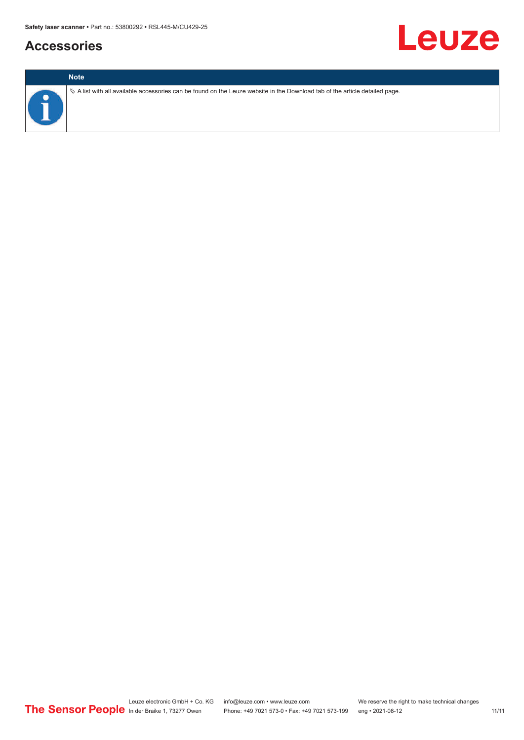## Accessories

| | Note |
|---|---|
| | ↳ A list with all available accessories can be found on the Leuze website in the Download tab of the article detailed page. |